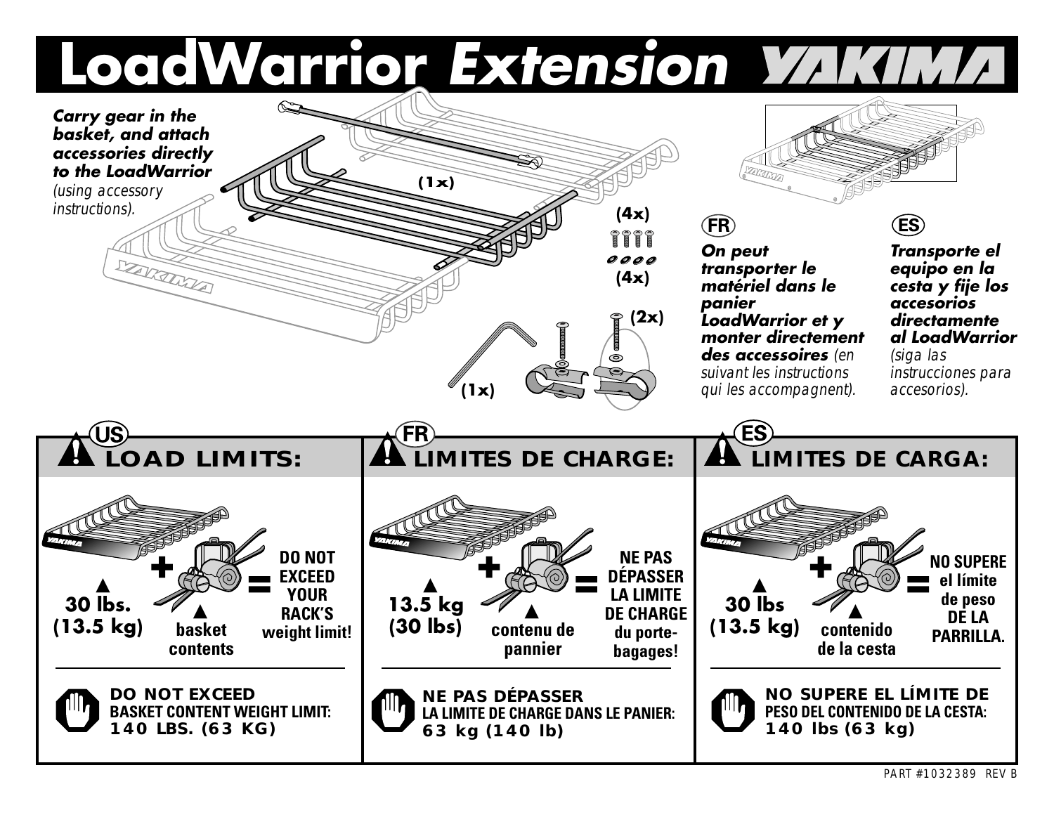# LoadWarrior *Extension* YAKIMA

***Carry gear in the basket, and attach accessories directly to the LoadWarrior*** *(using accessory instructions).*

(1x)

(4x)

(4x)

(2x)

(1x)

**FR**

***On peut transporter le matériel dans le panier LoadWarrior et y monter directement des accessoires*** *(en suivant les instructions qui les accompagnent).*

**ES**

***Transporte el equipo en la cesta y fije los accesorios directamente al LoadWarrior*** *(siga las instrucciones para accesorios).*

## US — LOAD LIMITS:

**30 lbs. (13.5 kg)** + **basket contents** = **DO NOT EXCEED YOUR RACK'S weight limit!**

**DO NOT EXCEED BASKET CONTENT WEIGHT LIMIT: 140 LBS. (63 KG)**

## FR — LIMITES DE CHARGE:

**13.5 kg (30 lbs)** + **contenu de pannier** = **NE PAS DÉPASSER LA LIMITE DE CHARGE du porte-bagages!**

**NE PAS DÉPASSER LA LIMITE DE CHARGE DANS LE PANIER: 63 kg (140 lb)**

## ES — LIMITES DE CARGA:

**30 lbs (13.5 kg)** + **contenido de la cesta** = **NO SUPERE el límite de peso DE LA PARRILLA.**

**NO SUPERE EL LÍMITE DE PESO DEL CONTENIDO DE LA CESTA: 140 lbs (63 kg)**

PART #1032389 REV B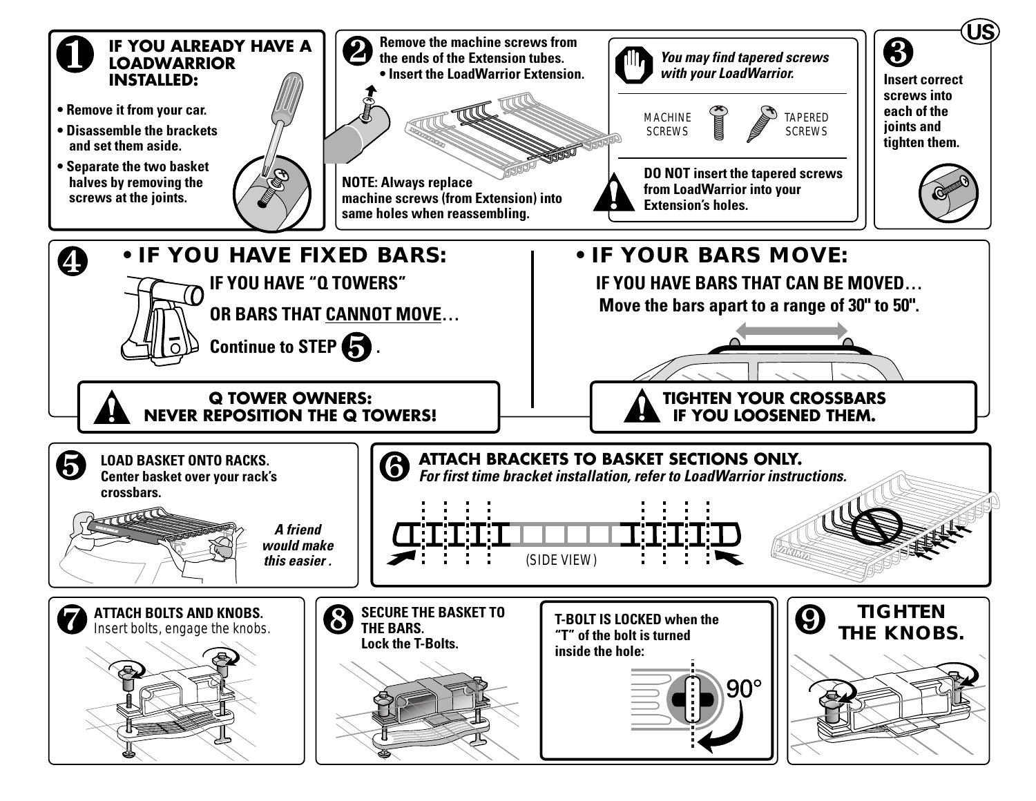US

## 1 IF YOU ALREADY HAVE A LOADWARRIOR INSTALLED:

- Remove it from your car.
- Disassemble the brackets and set them aside.
- Separate the two basket halves by removing the screws at the joints.

## 2

**Remove the machine screws from the ends of the Extension tubes.**

- **Insert the LoadWarrior Extension.**

**NOTE: Always replace machine screws (from Extension) into same holes when reassembling.**

*You may find tapered screws with your LoadWarrior.*

MACHINE SCREWS — TAPERED SCREWS

**DO NOT insert the tapered screws from LoadWarrior into your Extension's holes.**

## 3

**Insert correct screws into each of the joints and tighten them.**

## 4

### • IF YOU HAVE FIXED BARS:

**IF YOU HAVE "Q TOWERS"**

**OR BARS THAT CANNOT MOVE…**

**Continue to STEP 5.**

**Q TOWER OWNERS: NEVER REPOSITION THE Q TOWERS!**

### • IF YOUR BARS MOVE:

**IF YOU HAVE BARS THAT CAN BE MOVED…**

**Move the bars apart to a range of 30" to 50".**

**TIGHTEN YOUR CROSSBARS IF YOU LOOSENED THEM.**

## 5

**LOAD BASKET ONTO RACKS. Center basket over your rack's crossbars.**

*A friend would make this easier .*

## 6

**ATTACH BRACKETS TO BASKET SECTIONS ONLY.**

***For first time bracket installation, refer to LoadWarrior instructions.***

(SIDE VIEW)

## 7

**ATTACH BOLTS AND KNOBS.** Insert bolts, engage the knobs.

## 8

**SECURE THE BASKET TO THE BARS. Lock the T-Bolts.**

**T-BOLT IS LOCKED when the "T" of the bolt is turned inside the hole:**

90°

## 9

**TIGHTEN THE KNOBS.**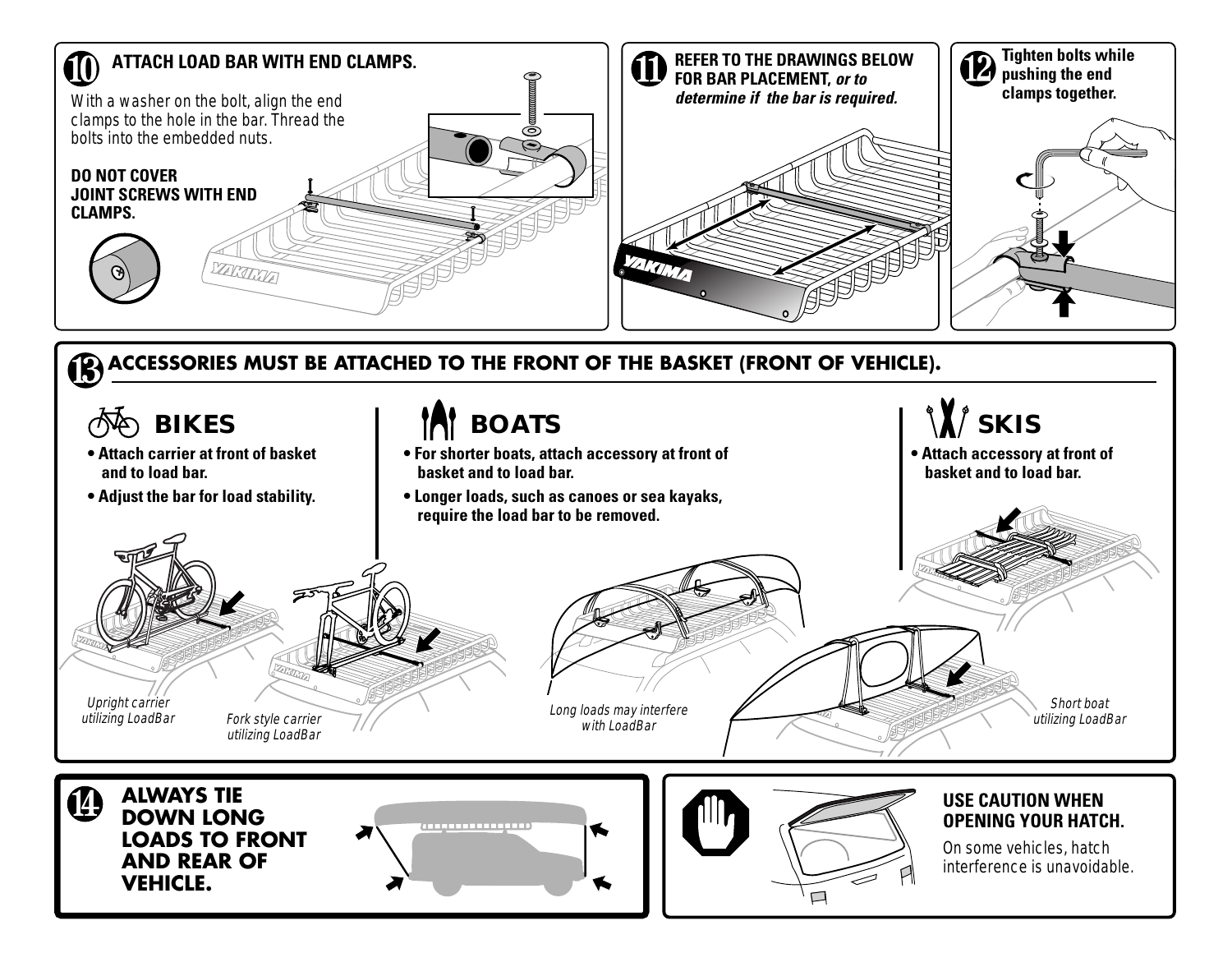## 10 ATTACH LOAD BAR WITH END CLAMPS.

With a washer on the bolt, align the end clamps to the hole in the bar. Thread the bolts into the embedded nuts.

**DO NOT COVER JOINT SCREWS WITH END CLAMPS.**

## 11 REFER TO THE DRAWINGS BELOW FOR BAR PLACEMENT, *or to determine if the bar is required.*

## 12 Tighten bolts while pushing the end clamps together.

## 13 ACCESSORIES MUST BE ATTACHED TO THE FRONT OF THE BASKET (FRONT OF VEHICLE).

### BIKES

- **Attach carrier at front of basket and to load bar.**
- **Adjust the bar for load stability.**

### BOATS

- **For shorter boats, attach accessory at front of basket and to load bar.**
- **Longer loads, such as canoes or sea kayaks, require the load bar to be removed.**

### SKIS

- **Attach accessory at front of basket and to load bar.**

*Upright carrier utilizing LoadBar*

*Fork style carrier utilizing LoadBar*

*Long loads may interfere with LoadBar*

*Short boat utilizing LoadBar*

## 14 ALWAYS TIE DOWN LONG LOADS TO FRONT AND REAR OF VEHICLE.

**USE CAUTION WHEN OPENING YOUR HATCH.**

On some vehicles, hatch interference is unavoidable.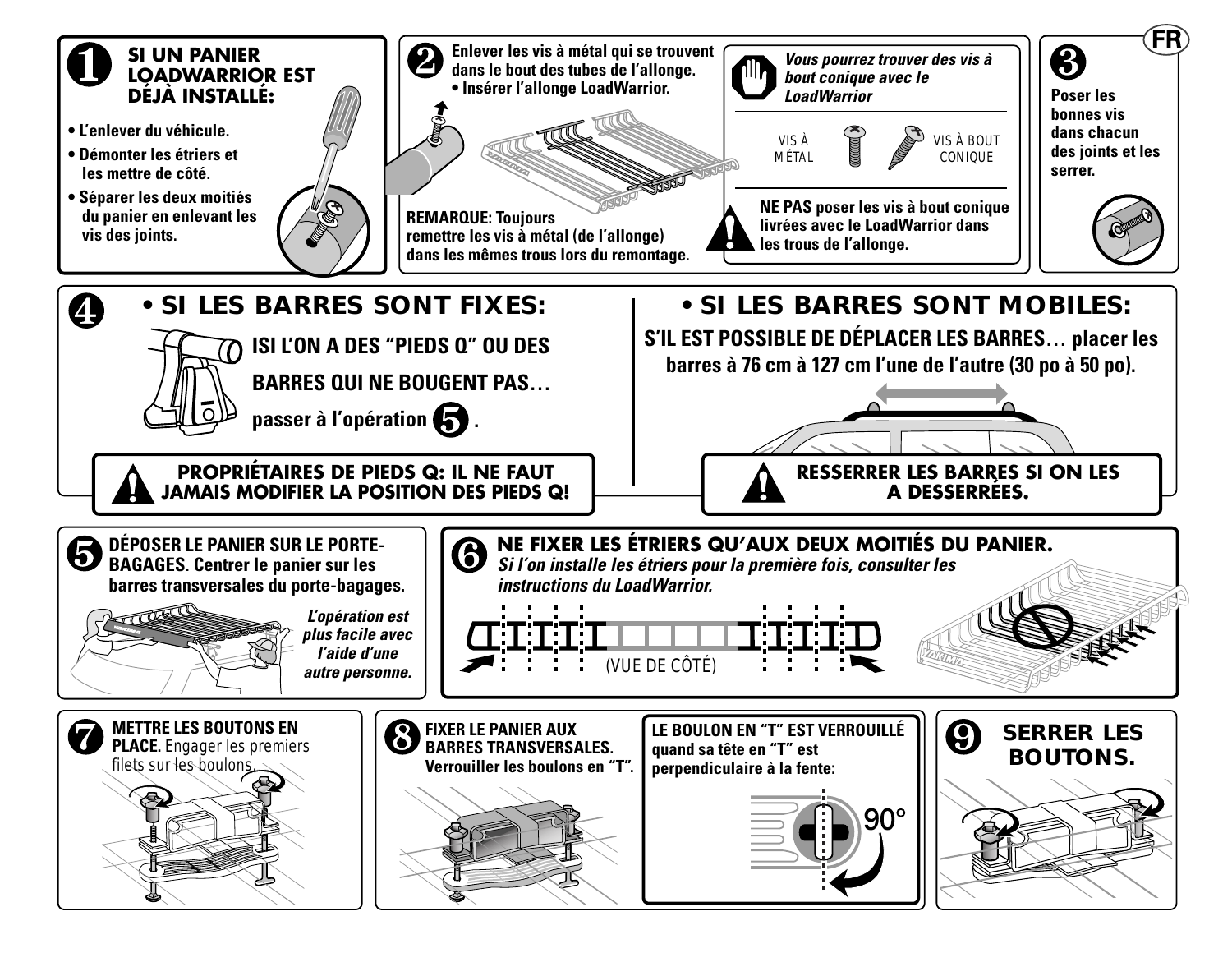## 1 SI UN PANIER LOADWARRIOR EST DÉJÀ INSTALLÉ:

- **L'enlever du véhicule.**
- **Démonter les étriers et les mettre de côté.**
- **Séparer les deux moitiés du panier en enlevant les vis des joints.**

## 2

**Enlever les vis à métal qui se trouvent dans le bout des tubes de l'allonge.**
- **Insérer l'allonge LoadWarrior.**

**REMARQUE: Toujours remettre les vis à métal (de l'allonge) dans les mêmes trous lors du remontage.**

***Vous pourrez trouver des vis à bout conique avec le LoadWarrior***

VIS À MÉTAL — VIS À BOUT CONIQUE

**NE PAS poser les vis à bout conique livrées avec le LoadWarrior dans les trous de l'allonge.**

## 3

**Poser les bonnes vis dans chacun des joints et les serrer.**

## 4

### • SI LES BARRES SONT FIXES:

**ISI L'ON A DES "PIEDS Q" OU DES BARRES QUI NE BOUGENT PAS… passer à l'opération 5 .**

**PROPRIÉTAIRES DE PIEDS Q: IL NE FAUT JAMAIS MODIFIER LA POSITION DES PIEDS Q!**

### • SI LES BARRES SONT MOBILES:

**S'IL EST POSSIBLE DE DÉPLACER LES BARRES… placer les barres à 76 cm à 127 cm l'une de l'autre (30 po à 50 po).**

**RESSERRER LES BARRES SI ON LES A DESSERRÉES.**

## 5

**DÉPOSER LE PANIER SUR LE PORTE-BAGAGES. Centrer le panier sur les barres transversales du porte-bagages.**

***L'opération est plus facile avec l'aide d'une autre personne.***

## 6

**NE FIXER LES ÉTRIERS QU'AUX DEUX MOITIÉS DU PANIER.**
***Si l'on installe les étriers pour la première fois, consulter les instructions du LoadWarrior.***

(VUE DE CÔTÉ)

## 7

**METTRE LES BOUTONS EN PLACE.** Engager les premiers filets sur les boulons.

## 8

**FIXER LE PANIER AUX BARRES TRANSVERSALES. Verrouiller les boulons en "T".**

**LE BOULON EN "T" EST VERROUILLÉ quand sa tête en "T" est perpendiculaire à la fente:**

90°

## 9

**SERRER LES BOUTONS.**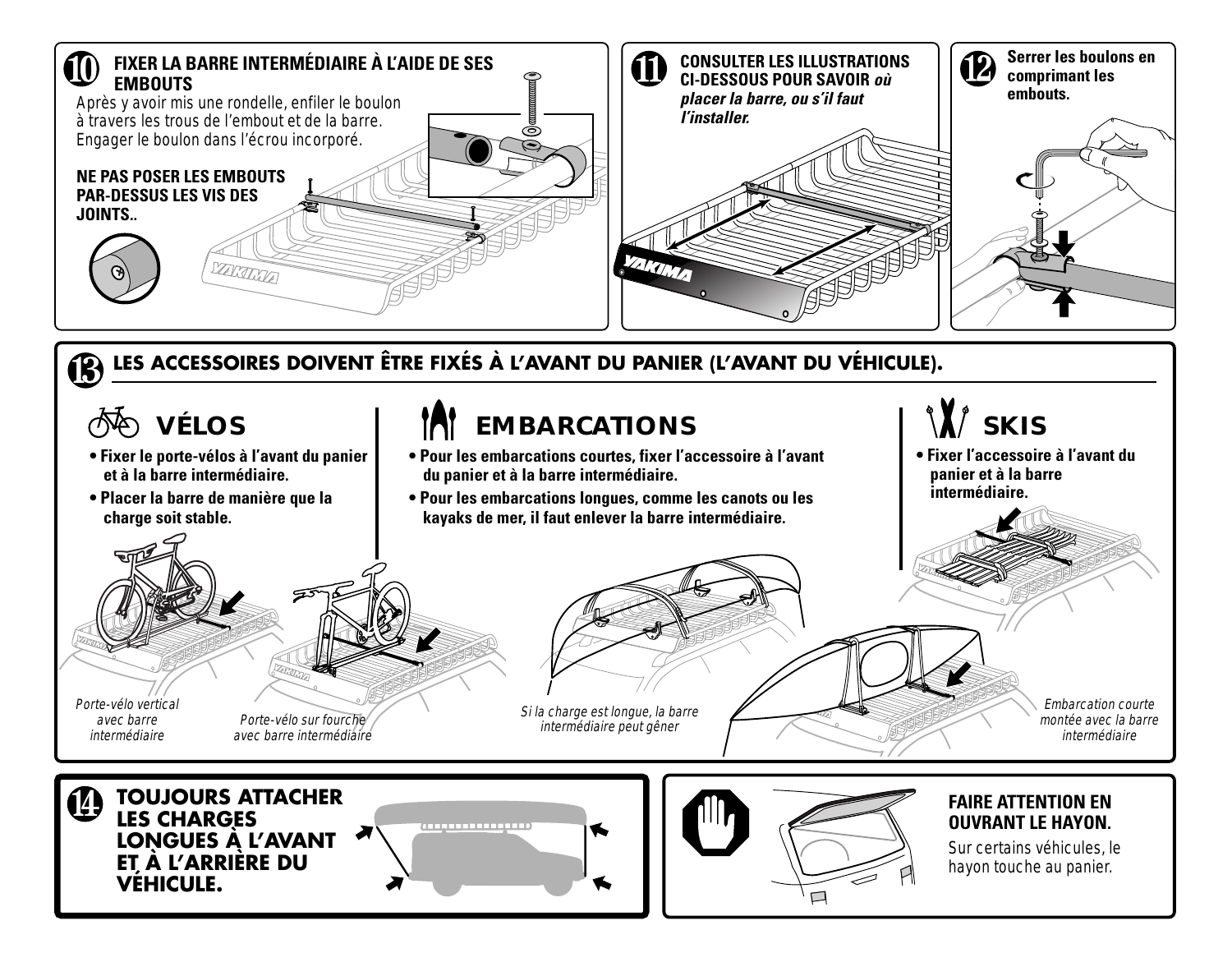## 10 FIXER LA BARRE INTERMÉDIAIRE À L'AIDE DE SES EMBOUTS

Après y avoir mis une rondelle, enfiler le boulon à travers les trous de l'embout et de la barre. Engager le boulon dans l'écrou incorporé.

**NE PAS POSER LES EMBOUTS PAR-DESSUS LES VIS DES JOINTS..**

## 11 CONSULTER LES ILLUSTRATIONS CI-DESSOUS POUR SAVOIR *où placer la barre, ou s'il faut l'installer.*

## 12 Serrer les boulons en comprimant les embouts.

## 13 LES ACCESSOIRES DOIVENT ÊTRE FIXÉS À L'AVANT DU PANIER (L'AVANT DU VÉHICULE).

### VÉLOS

- **Fixer le porte-vélos à l'avant du panier et à la barre intermédiaire.**
- **Placer la barre de manière que la charge soit stable.**

*Porte-vélo vertical avec barre intermédiaire*

*Porte-vélo sur fourche avec barre intermédiaire*

### EMBARCATIONS

- **Pour les embarcations courtes, fixer l'accessoire à l'avant du panier et à la barre intermédiaire.**
- **Pour les embarcations longues, comme les canots ou les kayaks de mer, il faut enlever la barre intermédiaire.**

*Si la charge est longue, la barre intermédiaire peut gêner*

*Embarcation courte montée avec la barre intermédiaire*

### SKIS

- **Fixer l'accessoire à l'avant du panier et à la barre intermédiaire.**

## 14 TOUJOURS ATTACHER LES CHARGES LONGUES À L'AVANT ET À L'ARRIÈRE DU VÉHICULE.

**FAIRE ATTENTION EN OUVRANT LE HAYON.**

Sur certains véhicules, le hayon touche au panier.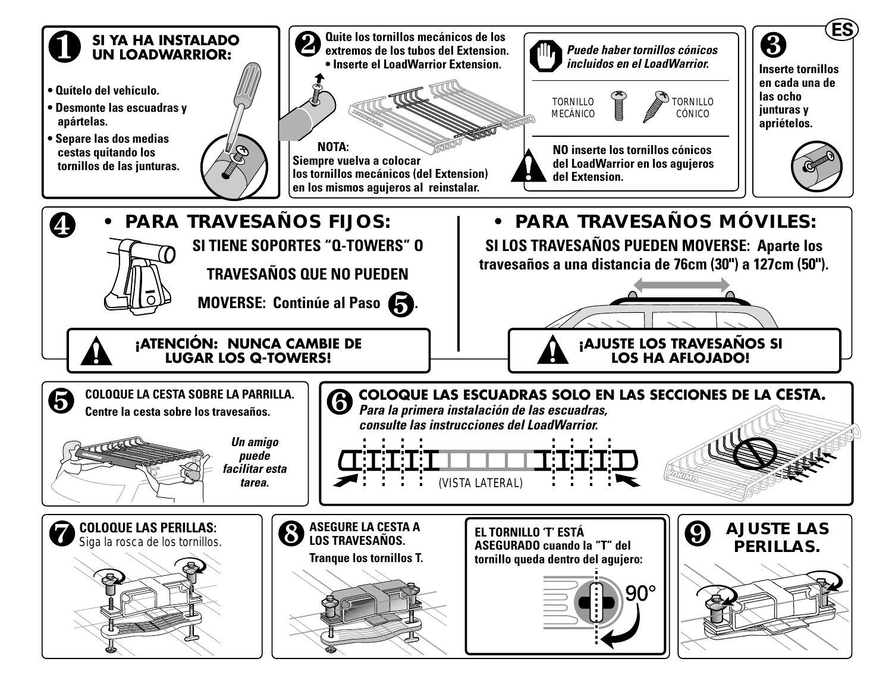**ES**

## 1 SI YA HA INSTALADO UN LOADWARRIOR:

- **Quítelo del vehículo.**
- **Desmonte las escuadras y apártelas.**
- **Separe las dos medias cestas quitando los tornillos de las junturas.**

## 2

**Quite los tornillos mecánicos de los extremos de los tubos del Extension.**
- **Inserte el LoadWarrior Extension.**

**NOTA:**
**Siempre vuelva a colocar los tornillos mecánicos (del Extension) en los mismos agujeros al reinstalar.**

*Puede haber tornillos cónicos incluidos en el LoadWarrior.*

TORNILLO MECÁNICO — TORNILLO CÓNICO

**NO inserte los tornillos cónicos del LoadWarrior en los agujeros del Extension.**

## 3

**Inserte tornillos en cada una de las ocho junturas y apriételos.**

## 4

### • PARA TRAVESAÑOS FIJOS:

**SI TIENE SOPORTES "Q-TOWERS" O TRAVESAÑOS QUE NO PUEDEN MOVERSE: Continúe al Paso 5.**

**¡ATENCIÓN: NUNCA CAMBIE DE LUGAR LOS Q-TOWERS!**

### • PARA TRAVESAÑOS MÓVILES:

**SI LOS TRAVESAÑOS PUEDEN MOVERSE: Aparte los travesaños a una distancia de 76cm (30") a 127cm (50").**

**¡AJUSTE LOS TRAVESAÑOS SI LOS HA AFLOJADO!**

## 5

**COLOQUE LA CESTA SOBRE LA PARRILLA.**
**Centre la cesta sobre los travesaños.**

***Un amigo puede facilitar esta tarea.***

## 6

**COLOQUE LAS ESCUADRAS SOLO EN LAS SECCIONES DE LA CESTA.**
***Para la primera instalación de las escuadras, consulte las instrucciones del LoadWarrior.***

(VISTA LATERAL)

## 7

**COLOQUE LAS PERILLAS:**
Siga la rosca de los tornillos.

## 8

**ASEGURE LA CESTA A LOS TRAVESAÑOS.**
**Tranque los tornillos T.**

**EL TORNILLO 'T' ESTÁ ASEGURADO cuando la "T" del tornillo queda dentro del agujero:**

90°

## 9

**AJUSTE LAS PERILLAS.**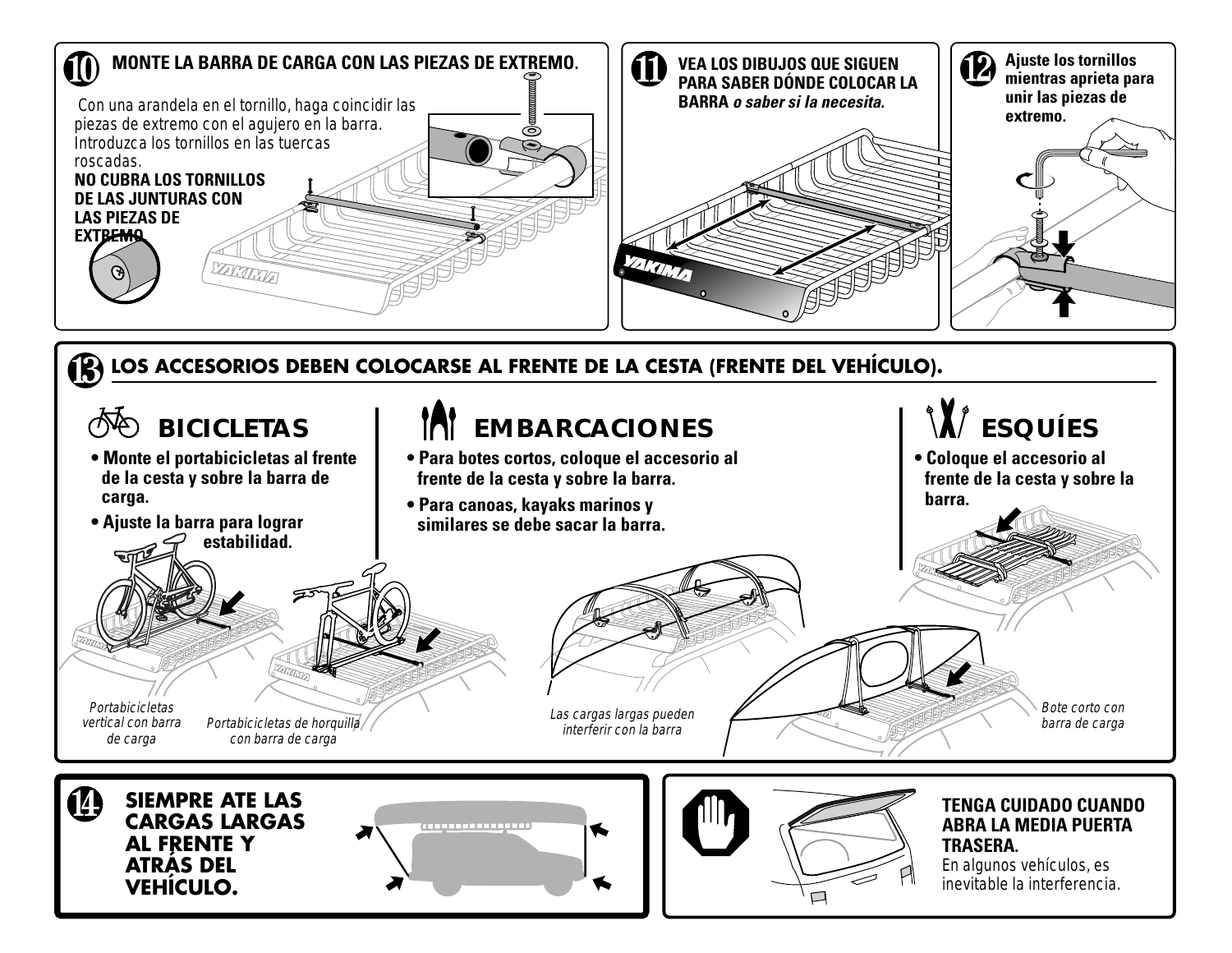## 10 MONTE LA BARRA DE CARGA CON LAS PIEZAS DE EXTREMO.

Con una arandela en el tornillo, haga coincidir las piezas de extremo con el agujero en la barra. Introduzca los tornillos en las tuercas roscadas.

**NO CUBRA LOS TORNILLOS DE LAS JUNTURAS CON LAS PIEZAS DE EXTREMO.**

## 11 VEA LOS DIBUJOS QUE SIGUEN PARA SABER DÓNDE COLOCAR LA BARRA *o saber si la necesita.*

## 12 Ajuste los tornillos mientras aprieta para unir las piezas de extremo.

## 13 LOS ACCESORIOS DEBEN COLOCARSE AL FRENTE DE LA CESTA (FRENTE DEL VEHÍCULO).

### BICICLETAS

- **Monte el portabicicletas al frente de la cesta y sobre la barra de carga.**
- **Ajuste la barra para lograr estabilidad.**

*Portabicicletas vertical con barra de carga*

*Portabicicletas de horquilla con barra de carga*

### EMBARCACIONES

- **Para botes cortos, coloque el accesorio al frente de la cesta y sobre la barra.**
- **Para canoas, kayaks marinos y similares se debe sacar la barra.**

*Las cargas largas pueden interferir con la barra*

*Bote corto con barra de carga*

### ESQUÍES

- **Coloque el accesorio al frente de la cesta y sobre la barra.**

## 14 SIEMPRE ATE LAS CARGAS LARGAS AL FRENTE Y ATRÁS DEL VEHÍCULO.

**TENGA CUIDADO CUANDO ABRA LA MEDIA PUERTA TRASERA.**
En algunos vehículos, es inevitable la interferencia.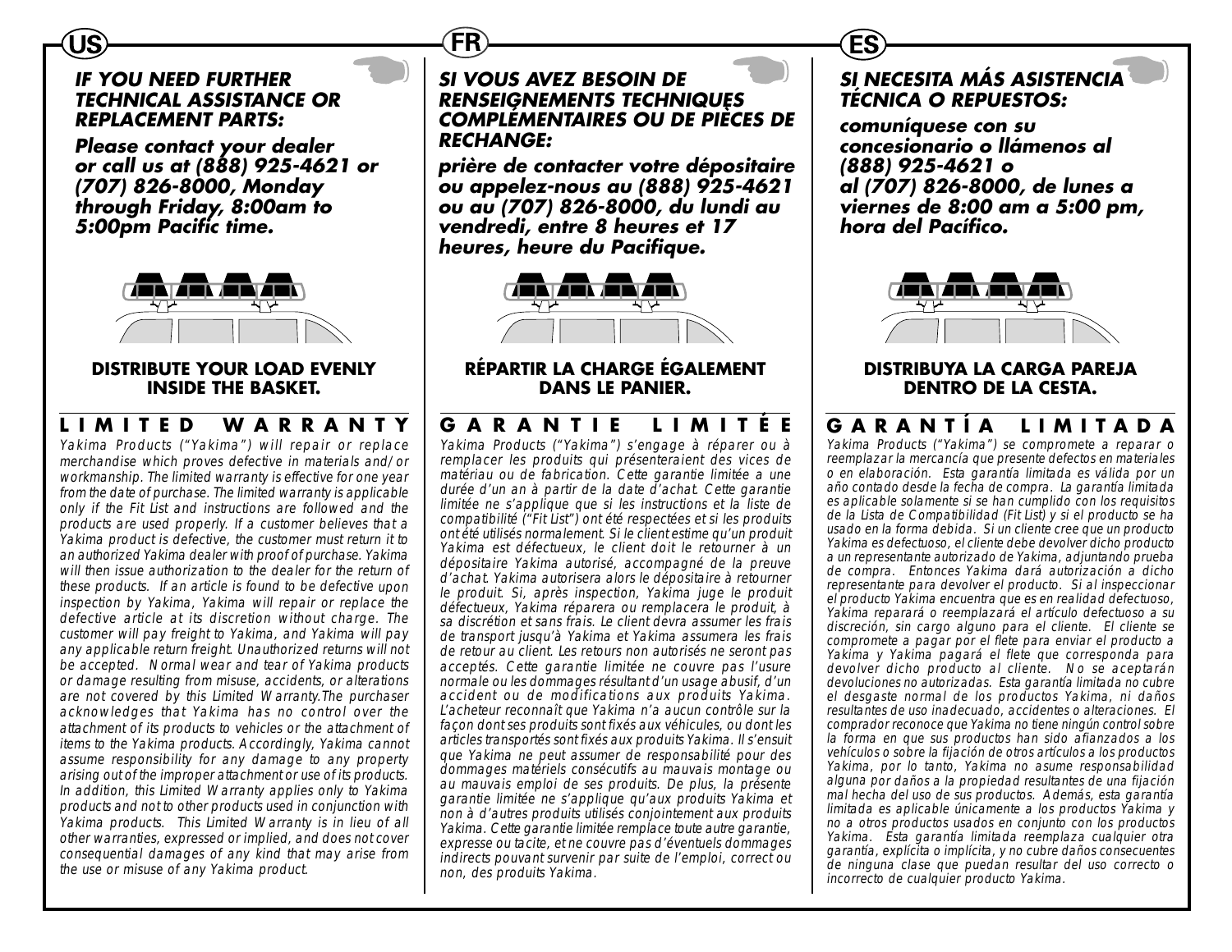US

### *IF YOU NEED FURTHER TECHNICAL ASSISTANCE OR REPLACEMENT PARTS:*

***Please contact your dealer or call us at (888) 925-4621 or (707) 826-8000, Monday through Friday, 8:00am to 5:00pm Pacific time.***

**DISTRIBUTE YOUR LOAD EVENLY INSIDE THE BASKET.**

## LIMITED WARRANTY

*Yakima Products ("Yakima") will repair or replace merchandise which proves defective in materials and/or workmanship. The limited warranty is effective for one year from the date of purchase. The limited warranty is applicable only if the Fit List and instructions are followed and the products are used properly. If a customer believes that a Yakima product is defective, the customer must return it to an authorized Yakima dealer with proof of purchase. Yakima will then issue authorization to the dealer for the return of these products. If an article is found to be defective upon inspection by Yakima, Yakima will repair or replace the defective article at its discretion without charge. The customer will pay freight to Yakima, and Yakima will pay any applicable return freight. Unauthorized returns will not be accepted. Normal wear and tear of Yakima products or damage resulting from misuse, accidents, or alterations are not covered by this Limited Warranty.The purchaser acknowledges that Yakima has no control over the attachment of its products to vehicles or the attachment of items to the Yakima products. Accordingly, Yakima cannot assume responsibility for any damage to any property arising out of the improper attachment or use of its products. In addition, this Limited Warranty applies only to Yakima products and not to other products used in conjunction with Yakima products. This Limited Warranty is in lieu of all other warranties, expressed or implied, and does not cover consequential damages of any kind that may arise from the use or misuse of any Yakima product.*

FR

### *SI VOUS AVEZ BESOIN DE RENSEIGNEMENTS TECHNIQUES COMPLÉMENTAIRES OU DE PIÈCES DE RECHANGE:*

***prière de contacter votre dépositaire ou appelez-nous au (888) 925-4621 ou au (707) 826-8000, du lundi au vendredi, entre 8 heures et 17 heures, heure du Pacifique.***

**RÉPARTIR LA CHARGE ÉGALEMENT DANS LE PANIER.**

## GARANTIE LIMITÉE

*Yakima Products ("Yakima") s'engage à réparer ou à remplacer les produits qui présenteraient des vices de matériau ou de fabrication. Cette garantie limitée a une durée d'un an à partir de la date d'achat. Cette garantie limitée ne s'applique que si les instructions et la liste de compatibilité ("Fit List") ont été respectées et si les produits ont été utilisés normalement. Si le client estime qu'un produit Yakima est défectueux, le client doit le retourner à un dépositaire Yakima autorisé, accompagné de la preuve d'achat. Yakima autorisera alors le dépositaire à retourner le produit. Si, après inspection, Yakima juge le produit défectueux, Yakima réparera ou remplacera le produit, à sa discrétion et sans frais. Le client devra assumer les frais de transport jusqu'à Yakima et Yakima assumera les frais de retour au client. Les retours non autorisés ne seront pas acceptés. Cette garantie limitée ne couvre pas l'usure normale ou les dommages résultant d'un usage abusif, d'un accident ou de modifications aux produits Yakima. L'acheteur reconnaît que Yakima n'a aucun contrôle sur la façon dont ses produits sont fixés aux véhicules, ou dont les articles transportés sont fixés aux produits Yakima. Il s'ensuit que Yakima ne peut assumer de responsabilité pour des dommages matériels consécutifs au mauvais montage ou au mauvais emploi de ses produits. De plus, la présente garantie limitée ne s'applique qu'aux produits Yakima et non à d'autres produits utilisés conjointement aux produits Yakima. Cette garantie limitée remplace toute autre garantie, expresse ou tacite, et ne couvre pas d'éventuels dommages indirects pouvant survenir par suite de l'emploi, correct ou non, des produits Yakima.*

ES

### *SI NECESITA MÁS ASISTENCIA TÉCNICA O REPUESTOS:*

***comuníquese con su concesionario o llámenos al (888) 925-4621 o al (707) 826-8000, de lunes a viernes de 8:00 am a 5:00 pm, hora del Pacífico.***

**DISTRIBUYA LA CARGA PAREJA DENTRO DE LA CESTA.**

## GARANTÍA LIMITADA

*Yakima Products ("Yakima") se compromete a reparar o reemplazar la mercancía que presente defectos en materiales o en elaboración. Esta garantía limitada es válida por un año contado desde la fecha de compra. La garantía limitada es aplicable solamente si se han cumplido con los requisitos de la Lista de Compatibilidad (Fit List) y si el producto se ha usado en la forma debida. Si un cliente cree que un producto Yakima es defectuoso, el cliente debe devolver dicho producto a un representante autorizado de Yakima, adjuntando prueba de compra. Entonces Yakima dará autorización a dicho representante para devolver el producto. Si al inspeccionar el producto Yakima encuentra que es en realidad defectuoso, Yakima reparará o reemplazará el artículo defectuoso a su discreción, sin cargo alguno para el cliente. El cliente se compromete a pagar por el flete para enviar el producto a Yakima y Yakima pagará el flete que corresponda para devolver dicho producto al cliente. No se aceptarán devoluciones no autorizadas. Esta garantía limitada no cubre el desgaste normal de los productos Yakima, ni daños resultantes de uso inadecuado, accidentes o alteraciones. El comprador reconoce que Yakima no tiene ningún control sobre la forma en que sus productos han sido afianzados a los vehículos o sobre la fijación de otros artículos a los productos Yakima, por lo tanto, Yakima no asume responsabilidad alguna por daños a la propiedad resultantes de una fijación mal hecha del uso de sus productos. Además, esta garantía limitada es aplicable únicamente a los productos Yakima y no a otros productos usados en conjunto con los productos Yakima. Esta garantía limitada reemplaza cualquier otra garantía, explícita o implícita, y no cubre daños consecuentes de ninguna clase que puedan resultar del uso correcto o incorrecto de cualquier producto Yakima.*